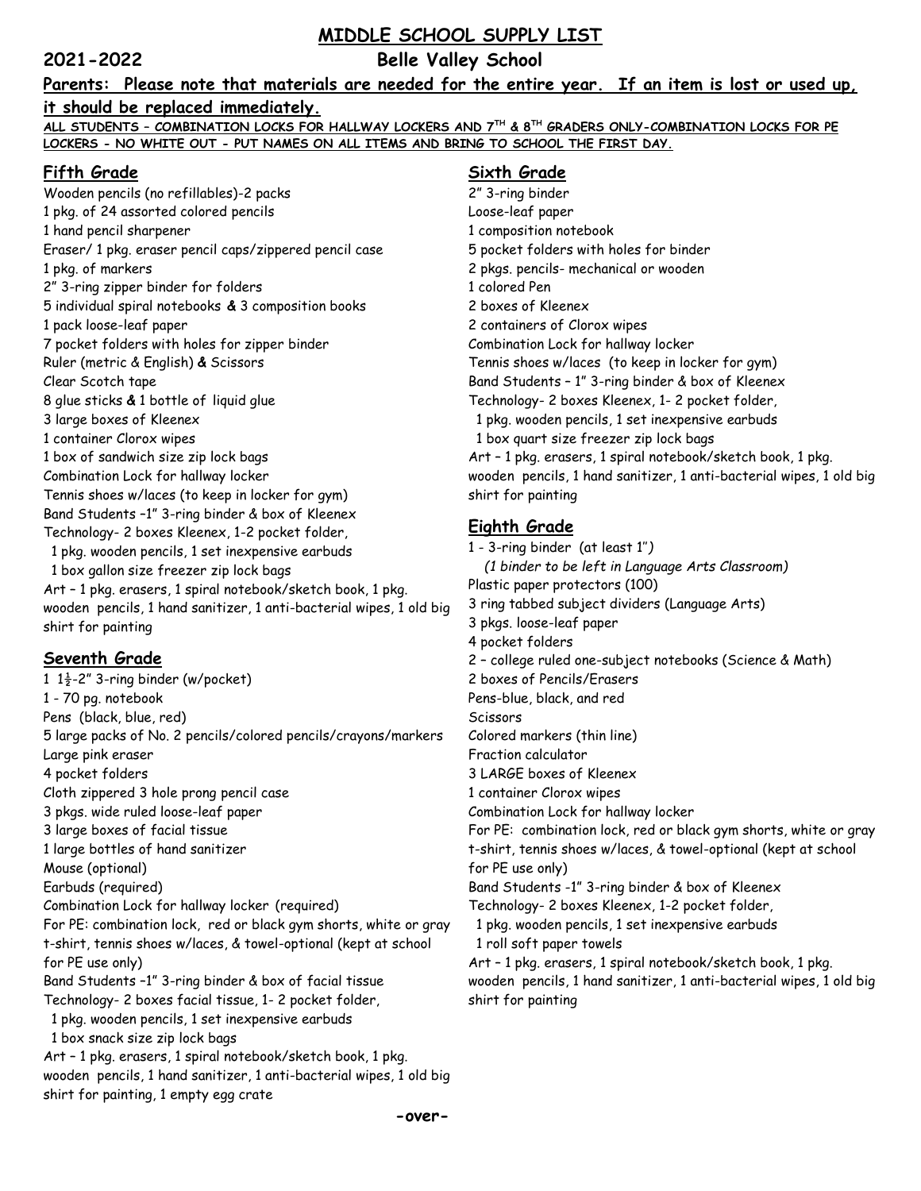# MIDDLE SCHOOL SUPPLY LIST

**2021-2022** **Belle Valley School**

**Parents: Please note that materials are needed for the entire year. If an item is lost or used up, it should be replaced immediately.**

**ALL STUDENTS – COMBINATION LOCKS FOR HALLWAY LOCKERS AND 7TH & 8TH GRADERS ONLY-COMBINATION LOCKS FOR PE LOCKERS - NO WHITE OUT - PUT NAMES ON ALL ITEMS AND BRING TO SCHOOL THE FIRST DAY.**

## Fifth Grade

Wooden pencils (no refillables)-2 packs
1 pkg. of 24 assorted colored pencils
1 hand pencil sharpener
Eraser/ 1 pkg. eraser pencil caps/zippered pencil case
1 pkg. of markers
2" 3-ring zipper binder for folders
5 individual spiral notebooks & 3 composition books
1 pack loose-leaf paper
7 pocket folders with holes for zipper binder
Ruler (metric & English) & Scissors
Clear Scotch tape
8 glue sticks & 1 bottle of liquid glue
3 large boxes of Kleenex
1 container Clorox wipes
1 box of sandwich size zip lock bags
Combination Lock for hallway locker
Tennis shoes w/laces (to keep in locker for gym)
Band Students –1" 3-ring binder & box of Kleenex
Technology- 2 boxes Kleenex, 1-2 pocket folder,
1 pkg. wooden pencils, 1 set inexpensive earbuds
1 box gallon size freezer zip lock bags
Art – 1 pkg. erasers, 1 spiral notebook/sketch book, 1 pkg. wooden pencils, 1 hand sanitizer, 1 anti-bacterial wipes, 1 old big shirt for painting

## Seventh Grade

1 1½-2" 3-ring binder (w/pocket)
1 - 70 pg. notebook
Pens (black, blue, red)
5 large packs of No. 2 pencils/colored pencils/crayons/markers
Large pink eraser
4 pocket folders
Cloth zippered 3 hole prong pencil case
3 pkgs. wide ruled loose-leaf paper
3 large boxes of facial tissue
1 large bottles of hand sanitizer
Mouse (optional)
Earbuds (required)
Combination Lock for hallway locker (required)
For PE: combination lock, red or black gym shorts, white or gray t-shirt, tennis shoes w/laces, & towel-optional (kept at school for PE use only)
Band Students –1" 3-ring binder & box of facial tissue
Technology- 2 boxes facial tissue, 1- 2 pocket folder,
1 pkg. wooden pencils, 1 set inexpensive earbuds
1 box snack size zip lock bags
Art – 1 pkg. erasers, 1 spiral notebook/sketch book, 1 pkg. wooden pencils, 1 hand sanitizer, 1 anti-bacterial wipes, 1 old big shirt for painting, 1 empty egg crate

## Sixth Grade

2" 3-ring binder
Loose-leaf paper
1 composition notebook
5 pocket folders with holes for binder
2 pkgs. pencils- mechanical or wooden
1 colored Pen
2 boxes of Kleenex
2 containers of Clorox wipes
Combination Lock for hallway locker
Tennis shoes w/laces (to keep in locker for gym)
Band Students – 1" 3-ring binder & box of Kleenex
Technology- 2 boxes Kleenex, 1- 2 pocket folder,
1 pkg. wooden pencils, 1 set inexpensive earbuds
1 box quart size freezer zip lock bags
Art – 1 pkg. erasers, 1 spiral notebook/sketch book, 1 pkg. wooden pencils, 1 hand sanitizer, 1 anti-bacterial wipes, 1 old big shirt for painting

## Eighth Grade

1 - 3-ring binder (at least 1")
*(1 binder to be left in Language Arts Classroom)*
Plastic paper protectors (100)
3 ring tabbed subject dividers (Language Arts)
3 pkgs. loose-leaf paper
4 pocket folders
2 – college ruled one-subject notebooks (Science & Math)
2 boxes of Pencils/Erasers
Pens-blue, black, and red
Scissors
Colored markers (thin line)
Fraction calculator
3 LARGE boxes of Kleenex
1 container Clorox wipes
Combination Lock for hallway locker
For PE: combination lock, red or black gym shorts, white or gray t-shirt, tennis shoes w/laces, & towel-optional (kept at school for PE use only)
Band Students -1" 3-ring binder & box of Kleenex
Technology- 2 boxes Kleenex, 1-2 pocket folder,
1 pkg. wooden pencils, 1 set inexpensive earbuds
1 roll soft paper towels
Art – 1 pkg. erasers, 1 spiral notebook/sketch book, 1 pkg. wooden pencils, 1 hand sanitizer, 1 anti-bacterial wipes, 1 old big shirt for painting

**-over-**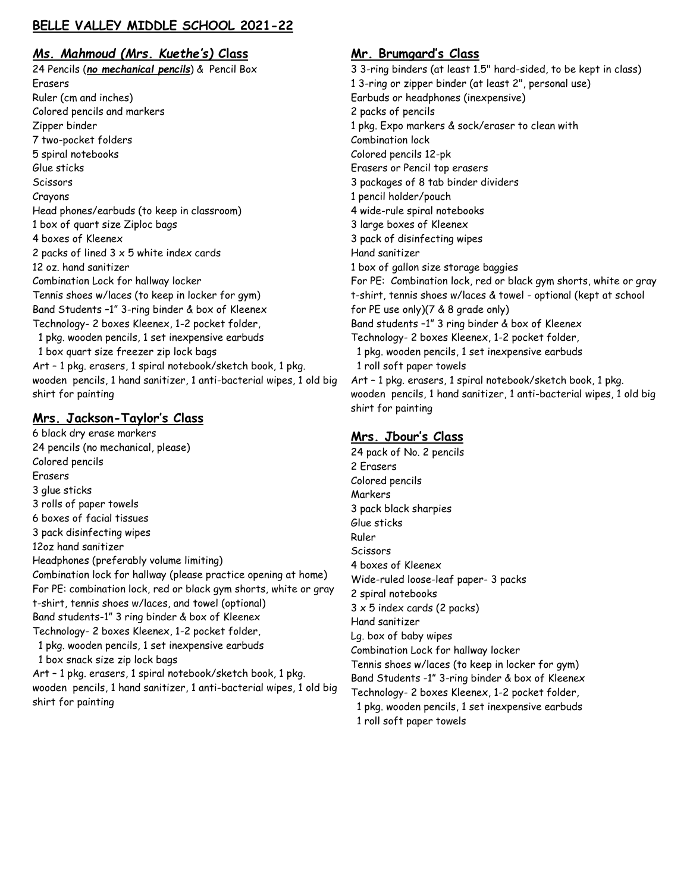## BELLE VALLEY MIDDLE SCHOOL 2021-22

### *Ms. Mahmoud (Mrs. Kuethe's)* Class

24 Pencils (***no mechanical pencils***) & Pencil Box
Erasers
Ruler (cm and inches)
Colored pencils and markers
Zipper binder
7 two-pocket folders
5 spiral notebooks
Glue sticks
Scissors
Crayons
Head phones/earbuds (to keep in classroom)
1 box of quart size Ziploc bags
4 boxes of Kleenex
2 packs of lined 3 x 5 white index cards
12 oz. hand sanitizer
Combination Lock for hallway locker
Tennis shoes w/laces (to keep in locker for gym)
Band Students –1" 3-ring binder & box of Kleenex
Technology- 2 boxes Kleenex, 1-2 pocket folder,
1 pkg. wooden pencils, 1 set inexpensive earbuds
1 box quart size freezer zip lock bags
Art – 1 pkg. erasers, 1 spiral notebook/sketch book, 1 pkg. wooden pencils, 1 hand sanitizer, 1 anti-bacterial wipes, 1 old big shirt for painting

### Mrs. Jackson-Taylor's Class

6 black dry erase markers
24 pencils (no mechanical, please)
Colored pencils
Erasers
3 glue sticks
3 rolls of paper towels
6 boxes of facial tissues
3 pack disinfecting wipes
12oz hand sanitizer
Headphones (preferably volume limiting)
Combination lock for hallway (please practice opening at home)
For PE: combination lock, red or black gym shorts, white or gray t-shirt, tennis shoes w/laces, and towel (optional)
Band students-1" 3 ring binder & box of Kleenex
Technology- 2 boxes Kleenex, 1-2 pocket folder,
1 pkg. wooden pencils, 1 set inexpensive earbuds
1 box snack size zip lock bags
Art – 1 pkg. erasers, 1 spiral notebook/sketch book, 1 pkg. wooden pencils, 1 hand sanitizer, 1 anti-bacterial wipes, 1 old big shirt for painting

### Mr. Brumgard's Class

3 3-ring binders (at least 1.5" hard-sided, to be kept in class)
1 3-ring or zipper binder (at least 2", personal use)
Earbuds or headphones (inexpensive)
2 packs of pencils
1 pkg. Expo markers & sock/eraser to clean with
Combination lock
Colored pencils 12-pk
Erasers or Pencil top erasers
3 packages of 8 tab binder dividers
1 pencil holder/pouch
4 wide-rule spiral notebooks
3 large boxes of Kleenex
3 pack of disinfecting wipes
Hand sanitizer
1 box of gallon size storage baggies
For PE: Combination lock, red or black gym shorts, white or gray t-shirt, tennis shoes w/laces & towel - optional (kept at school for PE use only)(7 & 8 grade only)
Band students –1" 3 ring binder & box of Kleenex
Technology- 2 boxes Kleenex, 1-2 pocket folder,
1 pkg. wooden pencils, 1 set inexpensive earbuds
1 roll soft paper towels
Art – 1 pkg. erasers, 1 spiral notebook/sketch book, 1 pkg. wooden pencils, 1 hand sanitizer, 1 anti-bacterial wipes, 1 old big shirt for painting

### Mrs. Jbour's Class

24 pack of No. 2 pencils
2 Erasers
Colored pencils
Markers
3 pack black sharpies
Glue sticks
Ruler
Scissors
4 boxes of Kleenex
Wide-ruled loose-leaf paper- 3 packs
2 spiral notebooks
3 x 5 index cards (2 packs)
Hand sanitizer
Lg. box of baby wipes
Combination Lock for hallway locker
Tennis shoes w/laces (to keep in locker for gym)
Band Students -1" 3-ring binder & box of Kleenex
Technology- 2 boxes Kleenex, 1-2 pocket folder,
1 pkg. wooden pencils, 1 set inexpensive earbuds
1 roll soft paper towels